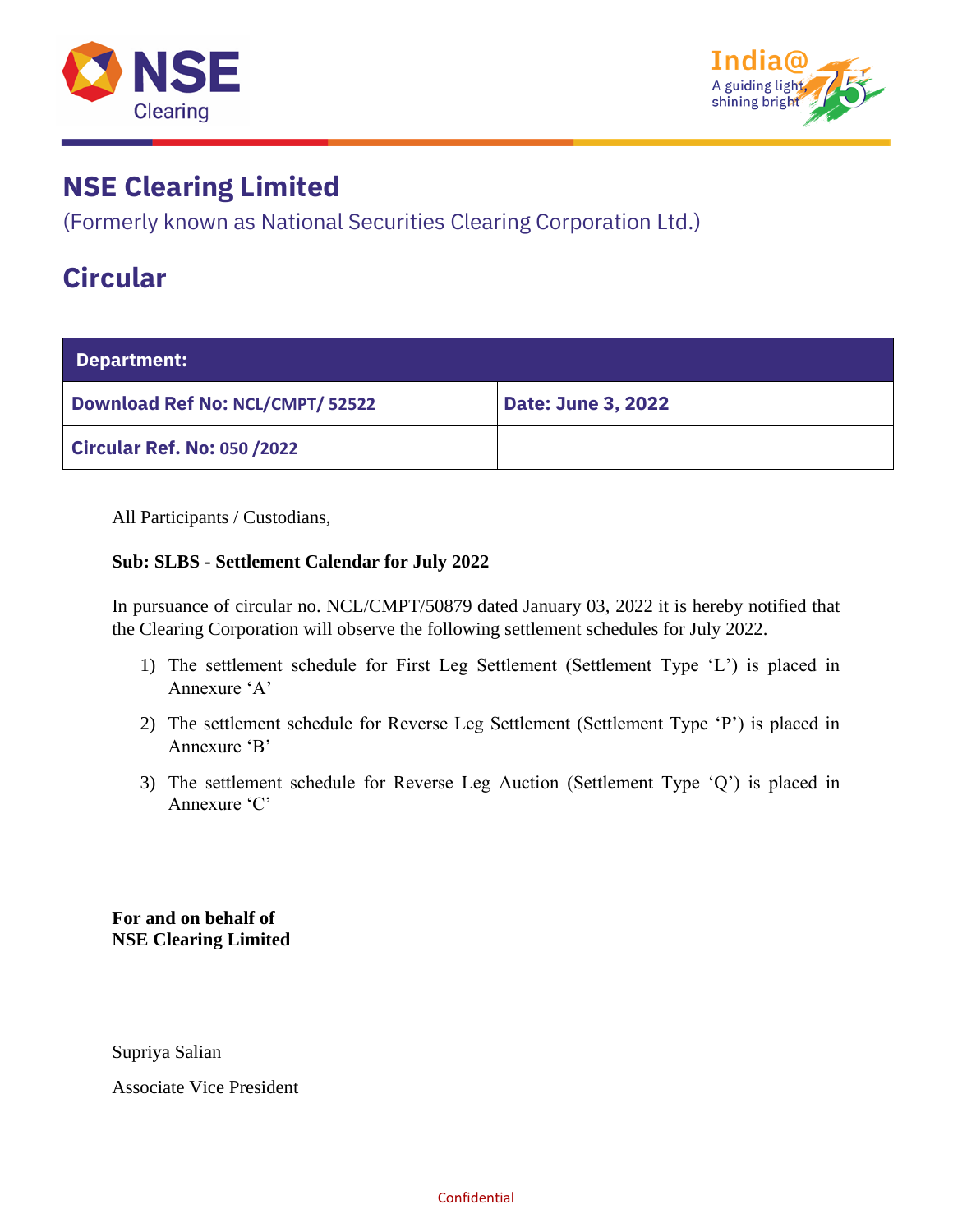# NSE Clearing Limited

(Formerly known as National Securities Clearing Corporation Ltd.)

## Circular

| Department: | |
|---|---|
| Download Ref No: NCL/CMPT/ 52522 | Date: June 3, 2022 |
| Circular Ref. No: 050 /2022 | |

All Participants / Custodians,

**Sub: SLBS - Settlement Calendar for July 2022**

In pursuance of circular no. NCL/CMPT/50879 dated January 03, 2022 it is hereby notified that the Clearing Corporation will observe the following settlement schedules for July 2022.

1) The settlement schedule for First Leg Settlement (Settlement Type 'L') is placed in Annexure 'A'
2) The settlement schedule for Reverse Leg Settlement (Settlement Type 'P') is placed in Annexure 'B'
3) The settlement schedule for Reverse Leg Auction (Settlement Type 'Q') is placed in Annexure 'C'

**For and on behalf of**
**NSE Clearing Limited**

Supriya Salian

Associate Vice President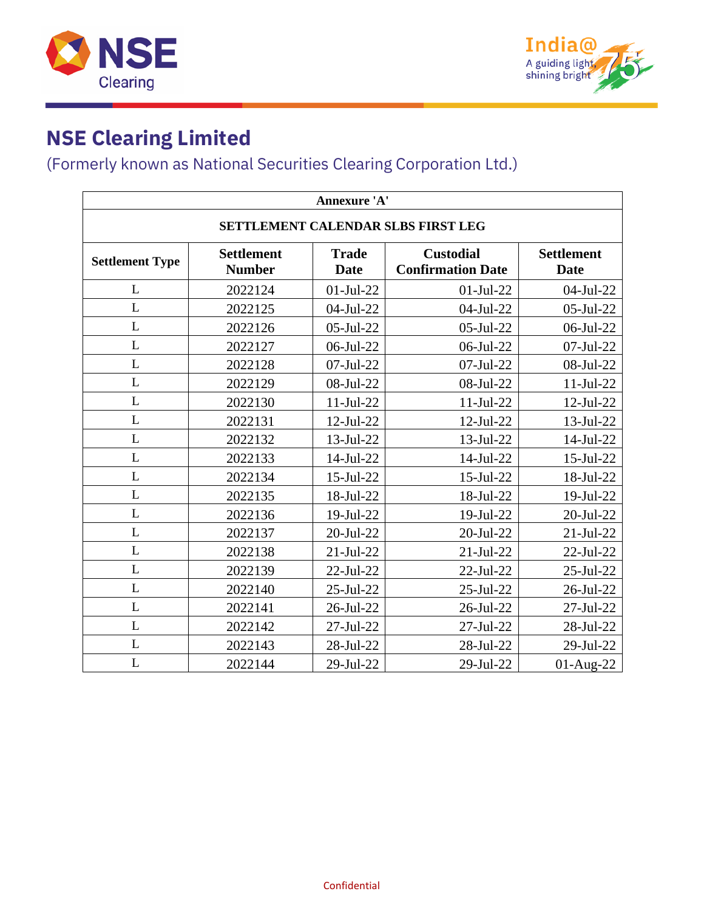# NSE Clearing Limited

(Formerly known as National Securities Clearing Corporation Ltd.)

| Annexure 'A' | | | | |
|---|---|---|---|---|
| **SETTLEMENT CALENDAR SLBS FIRST LEG** | | | | |
| **Settlement Type** | **Settlement Number** | **Trade Date** | **Custodial Confirmation Date** | **Settlement Date** |
| L | 2022124 | 01-Jul-22 | 01-Jul-22 | 04-Jul-22 |
| L | 2022125 | 04-Jul-22 | 04-Jul-22 | 05-Jul-22 |
| L | 2022126 | 05-Jul-22 | 05-Jul-22 | 06-Jul-22 |
| L | 2022127 | 06-Jul-22 | 06-Jul-22 | 07-Jul-22 |
| L | 2022128 | 07-Jul-22 | 07-Jul-22 | 08-Jul-22 |
| L | 2022129 | 08-Jul-22 | 08-Jul-22 | 11-Jul-22 |
| L | 2022130 | 11-Jul-22 | 11-Jul-22 | 12-Jul-22 |
| L | 2022131 | 12-Jul-22 | 12-Jul-22 | 13-Jul-22 |
| L | 2022132 | 13-Jul-22 | 13-Jul-22 | 14-Jul-22 |
| L | 2022133 | 14-Jul-22 | 14-Jul-22 | 15-Jul-22 |
| L | 2022134 | 15-Jul-22 | 15-Jul-22 | 18-Jul-22 |
| L | 2022135 | 18-Jul-22 | 18-Jul-22 | 19-Jul-22 |
| L | 2022136 | 19-Jul-22 | 19-Jul-22 | 20-Jul-22 |
| L | 2022137 | 20-Jul-22 | 20-Jul-22 | 21-Jul-22 |
| L | 2022138 | 21-Jul-22 | 21-Jul-22 | 22-Jul-22 |
| L | 2022139 | 22-Jul-22 | 22-Jul-22 | 25-Jul-22 |
| L | 2022140 | 25-Jul-22 | 25-Jul-22 | 26-Jul-22 |
| L | 2022141 | 26-Jul-22 | 26-Jul-22 | 27-Jul-22 |
| L | 2022142 | 27-Jul-22 | 27-Jul-22 | 28-Jul-22 |
| L | 2022143 | 28-Jul-22 | 28-Jul-22 | 29-Jul-22 |
| L | 2022144 | 29-Jul-22 | 29-Jul-22 | 01-Aug-22 |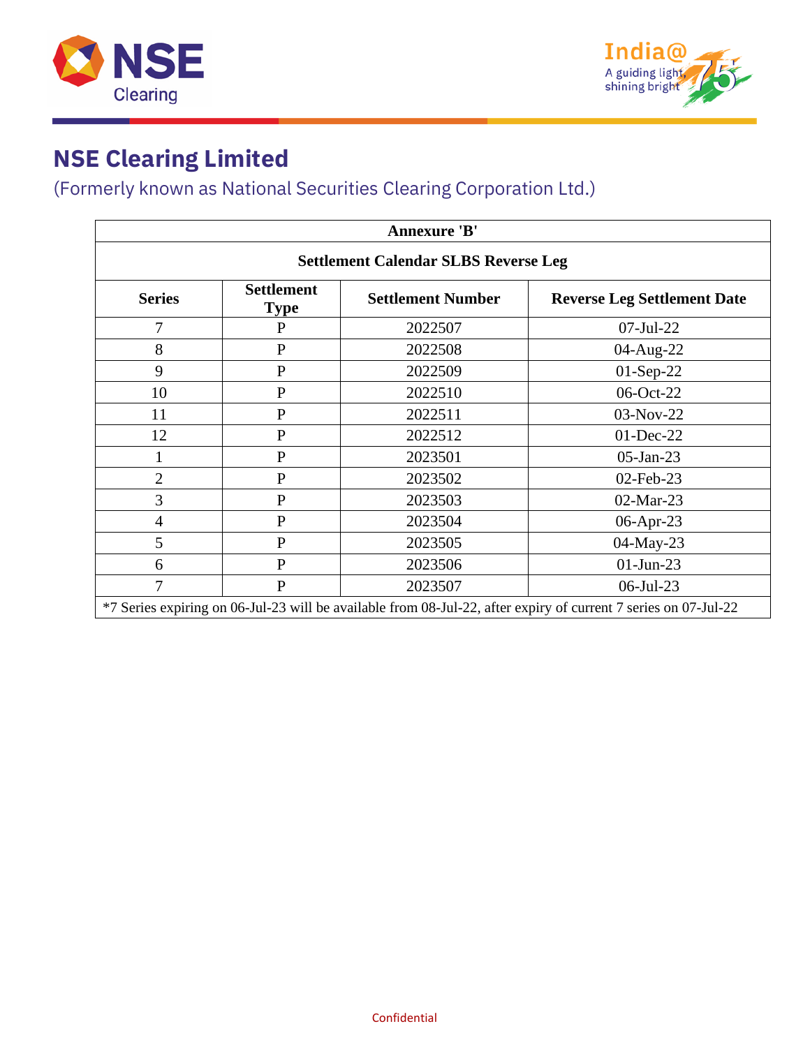# NSE Clearing Limited

(Formerly known as National Securities Clearing Corporation Ltd.)

| Annexure 'B' | | | |
|---|---|---|---|
| **Settlement Calendar SLBS Reverse Leg** | | | |
| **Series** | **Settlement Type** | **Settlement Number** | **Reverse Leg Settlement Date** |
| 7 | P | 2022507 | 07-Jul-22 |
| 8 | P | 2022508 | 04-Aug-22 |
| 9 | P | 2022509 | 01-Sep-22 |
| 10 | P | 2022510 | 06-Oct-22 |
| 11 | P | 2022511 | 03-Nov-22 |
| 12 | P | 2022512 | 01-Dec-22 |
| 1 | P | 2023501 | 05-Jan-23 |
| 2 | P | 2023502 | 02-Feb-23 |
| 3 | P | 2023503 | 02-Mar-23 |
| 4 | P | 2023504 | 06-Apr-23 |
| 5 | P | 2023505 | 04-May-23 |
| 6 | P | 2023506 | 01-Jun-23 |
| 7 | P | 2023507 | 06-Jul-23 |

*7 Series expiring on 06-Jul-23 will be available from 08-Jul-22, after expiry of current 7 series on 07-Jul-22

Confidential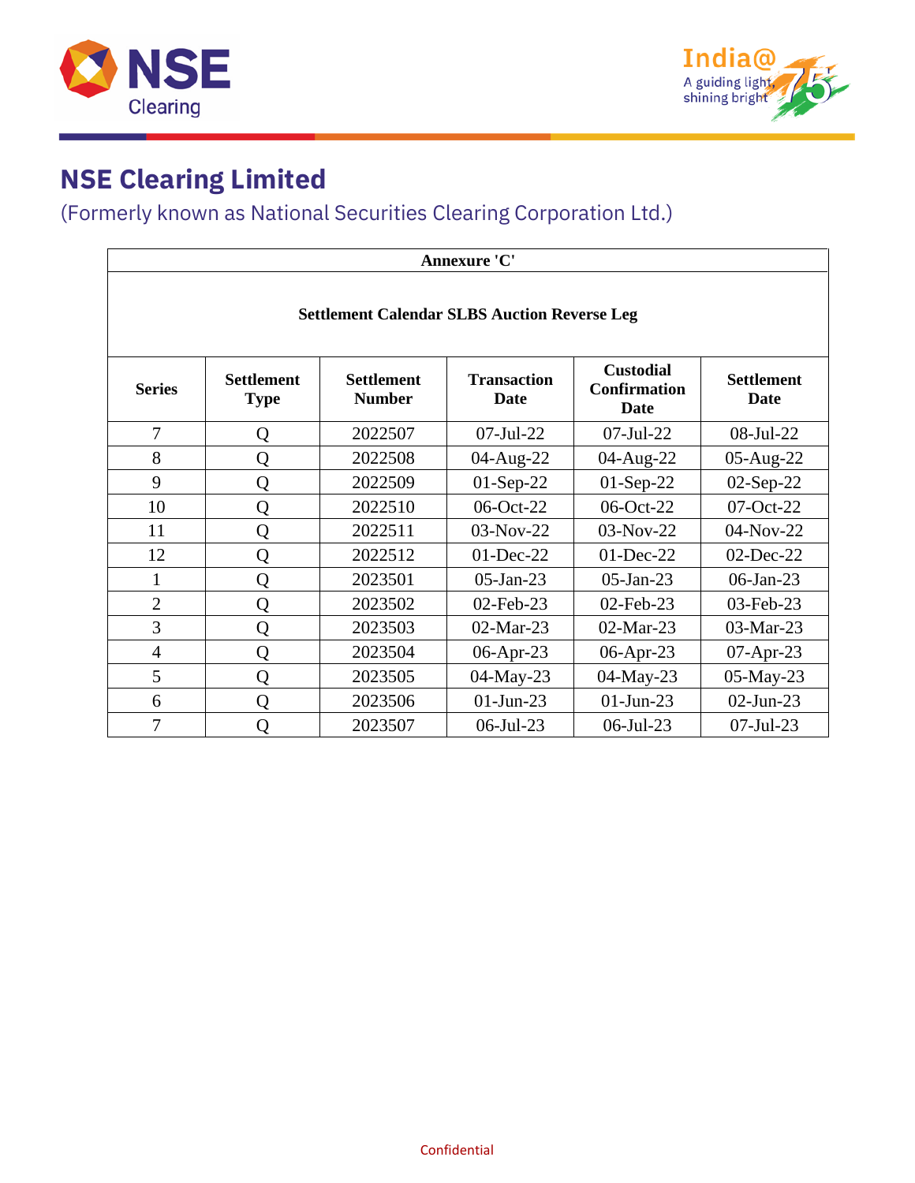# NSE Clearing Limited

(Formerly known as National Securities Clearing Corporation Ltd.)

**Annexure 'C'**

**Settlement Calendar SLBS Auction Reverse Leg**

| Series | Settlement Type | Settlement Number | Transaction Date | Custodial Confirmation Date | Settlement Date |
|---|---|---|---|---|---|
| 7 | Q | 2022507 | 07-Jul-22 | 07-Jul-22 | 08-Jul-22 |
| 8 | Q | 2022508 | 04-Aug-22 | 04-Aug-22 | 05-Aug-22 |
| 9 | Q | 2022509 | 01-Sep-22 | 01-Sep-22 | 02-Sep-22 |
| 10 | Q | 2022510 | 06-Oct-22 | 06-Oct-22 | 07-Oct-22 |
| 11 | Q | 2022511 | 03-Nov-22 | 03-Nov-22 | 04-Nov-22 |
| 12 | Q | 2022512 | 01-Dec-22 | 01-Dec-22 | 02-Dec-22 |
| 1 | Q | 2023501 | 05-Jan-23 | 05-Jan-23 | 06-Jan-23 |
| 2 | Q | 2023502 | 02-Feb-23 | 02-Feb-23 | 03-Feb-23 |
| 3 | Q | 2023503 | 02-Mar-23 | 02-Mar-23 | 03-Mar-23 |
| 4 | Q | 2023504 | 06-Apr-23 | 06-Apr-23 | 07-Apr-23 |
| 5 | Q | 2023505 | 04-May-23 | 04-May-23 | 05-May-23 |
| 6 | Q | 2023506 | 01-Jun-23 | 01-Jun-23 | 02-Jun-23 |
| 7 | Q | 2023507 | 06-Jul-23 | 06-Jul-23 | 07-Jul-23 |

Confidential